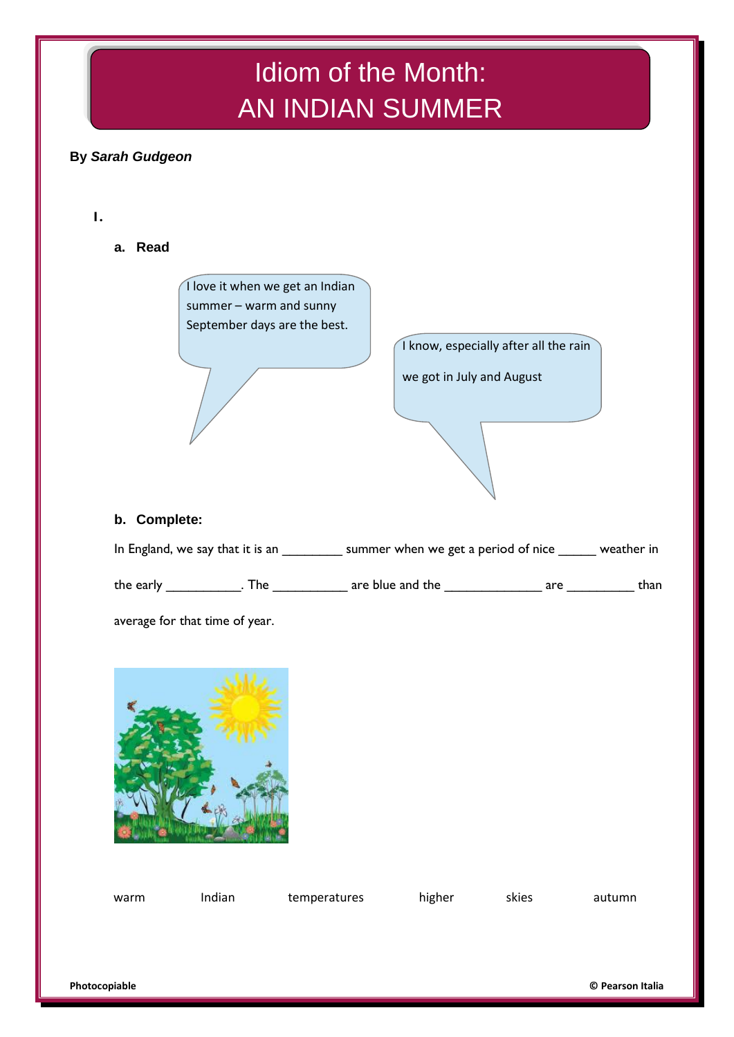# Idiom of the Month: AN INDIAN SUMMER

**By *Sarah Gudgeon***

**I.**

**a. Read**

I love it when we get an Indian summer – warm and sunny September days are the best.

I know, especially after all the rain we got in July and August

**b. Complete:**

In England, we say that it is an ________ summer when we get a period of nice _____ weather in the early __________. The __________ are blue and the ______________ are _________ than average for that time of year.

warm Indian temperatures higher skies autumn

Photocopiable © Pearson Italia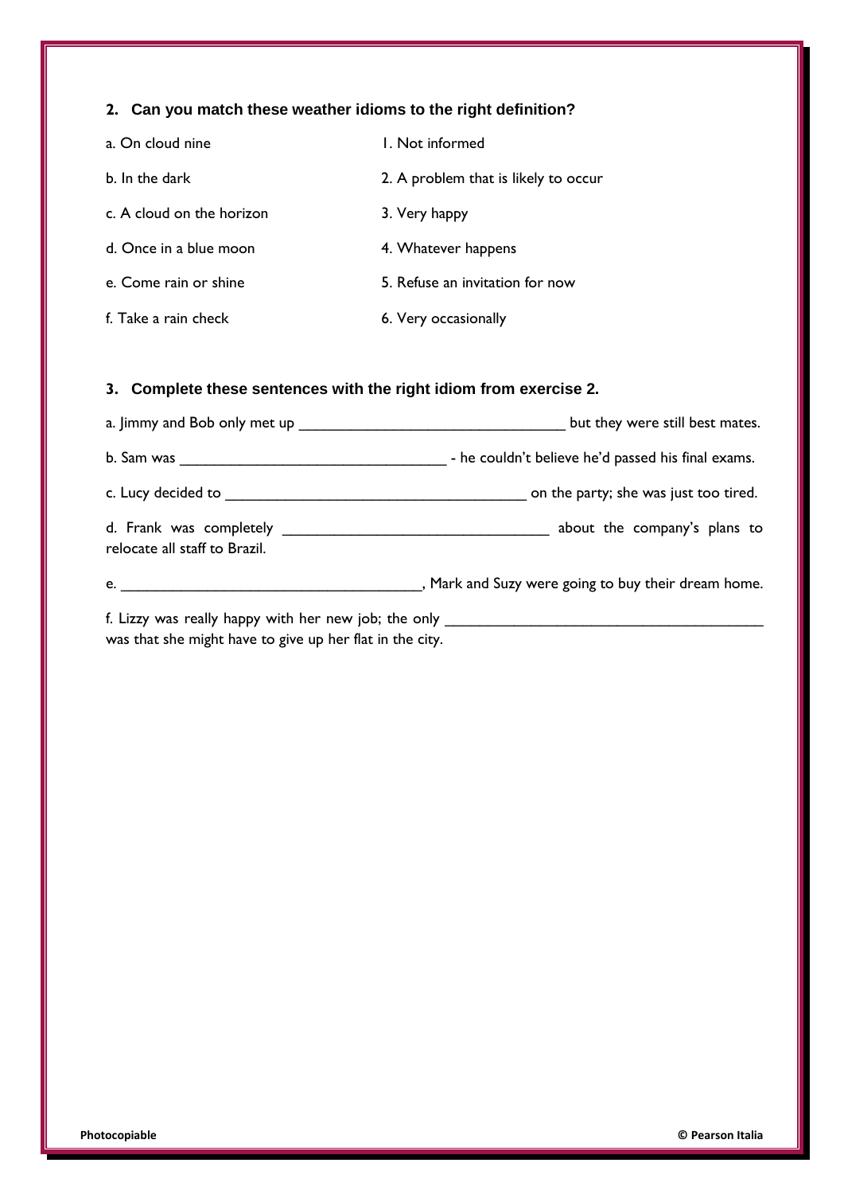## 2. Can you match these weather idioms to the right definition?

| | |
|---|---|
| a. On cloud nine | 1. Not informed |
| b. In the dark | 2. A problem that is likely to occur |
| c. A cloud on the horizon | 3. Very happy |
| d. Once in a blue moon | 4. Whatever happens |
| e. Come rain or shine | 5. Refuse an invitation for now |
| f. Take a rain check | 6. Very occasionally |

## 3. Complete these sentences with the right idiom from exercise 2.

a. Jimmy and Bob only met up ________________________________ but they were still best mates.

b. Sam was ________________________________ - he couldn't believe he'd passed his final exams.

c. Lucy decided to ____________________________________ on the party; she was just too tired.

d. Frank was completely ________________________________ about the company's plans to relocate all staff to Brazil.

e. ____________________________________, Mark and Suzy were going to buy their dream home.

f. Lizzy was really happy with her new job; the only ________________________________________ was that she might have to give up her flat in the city.

Photocopiable

© Pearson Italia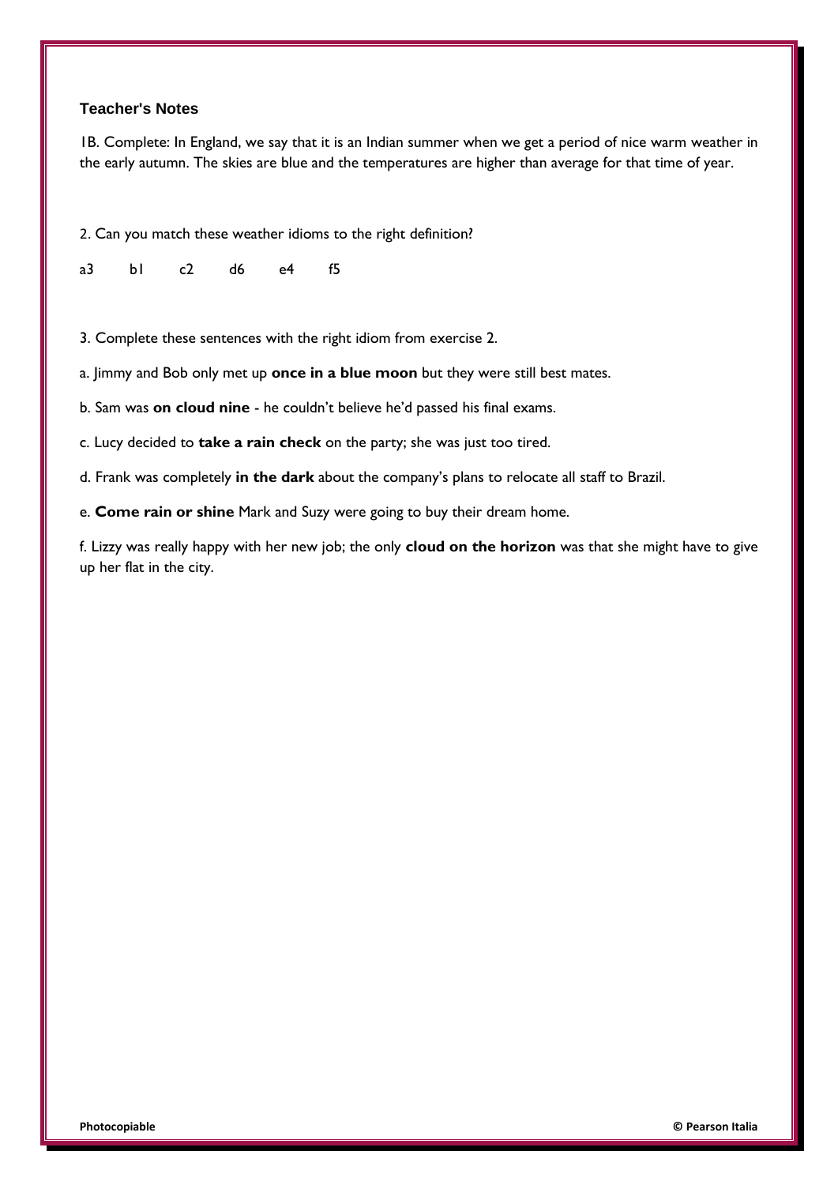### Teacher's Notes

1B. Complete: In England, we say that it is an Indian summer when we get a period of nice warm weather in the early autumn. The skies are blue and the temperatures are higher than average for that time of year.

2. Can you match these weather idioms to the right definition?

a3 b1 c2 d6 e4 f5

3. Complete these sentences with the right idiom from exercise 2.

a. Jimmy and Bob only met up **once in a blue moon** but they were still best mates.

b. Sam was **on cloud nine** - he couldn't believe he'd passed his final exams.

c. Lucy decided to **take a rain check** on the party; she was just too tired.

d. Frank was completely **in the dark** about the company's plans to relocate all staff to Brazil.

e. **Come rain or shine** Mark and Suzy were going to buy their dream home.

f. Lizzy was really happy with her new job; the only **cloud on the horizon** was that she might have to give up her flat in the city.

**Photocopiable** **© Pearson Italia**